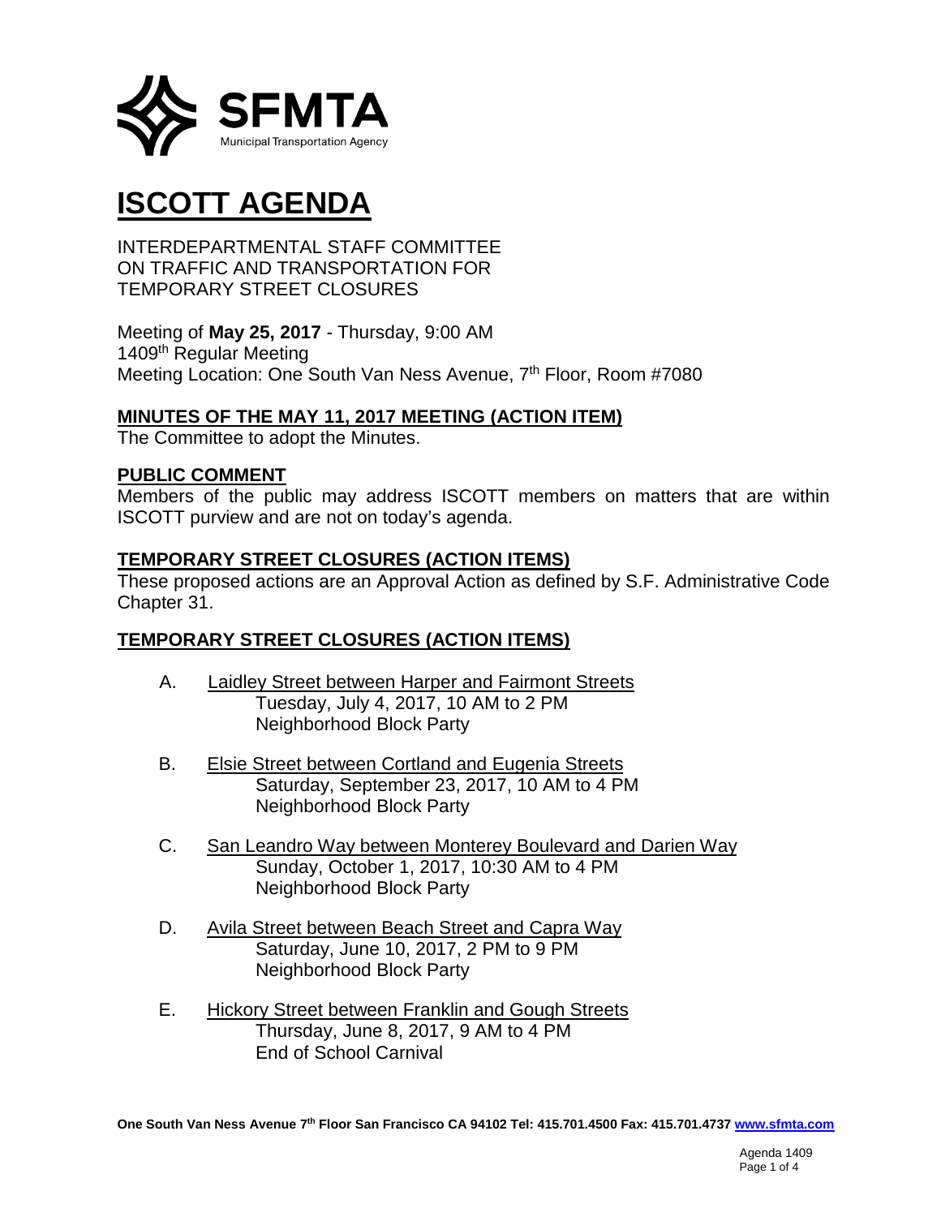SFMTA
Municipal Transportation Agency

# ISCOTT AGENDA

INTERDEPARTMENTAL STAFF COMMITTEE
ON TRAFFIC AND TRANSPORTATION FOR
TEMPORARY STREET CLOSURES

Meeting of **May 25, 2017** - Thursday, 9:00 AM
1409th Regular Meeting
Meeting Location: One South Van Ness Avenue, 7th Floor, Room #7080

## MINUTES OF THE MAY 11, 2017 MEETING (ACTION ITEM)

The Committee to adopt the Minutes.

## PUBLIC COMMENT

Members of the public may address ISCOTT members on matters that are within ISCOTT purview and are not on today's agenda.

## TEMPORARY STREET CLOSURES (ACTION ITEMS)

These proposed actions are an Approval Action as defined by S.F. Administrative Code Chapter 31.

## TEMPORARY STREET CLOSURES (ACTION ITEMS)

A. Laidley Street between Harper and Fairmont Streets
   Tuesday, July 4, 2017, 10 AM to 2 PM
   Neighborhood Block Party

B. Elsie Street between Cortland and Eugenia Streets
   Saturday, September 23, 2017, 10 AM to 4 PM
   Neighborhood Block Party

C. San Leandro Way between Monterey Boulevard and Darien Way
   Sunday, October 1, 2017, 10:30 AM to 4 PM
   Neighborhood Block Party

D. Avila Street between Beach Street and Capra Way
   Saturday, June 10, 2017, 2 PM to 9 PM
   Neighborhood Block Party

E. Hickory Street between Franklin and Gough Streets
   Thursday, June 8, 2017, 9 AM to 4 PM
   End of School Carnival

One South Van Ness Avenue 7th Floor San Francisco CA 94102 Tel: 415.701.4500 Fax: 415.701.4737 www.sfmta.com

Agenda 1409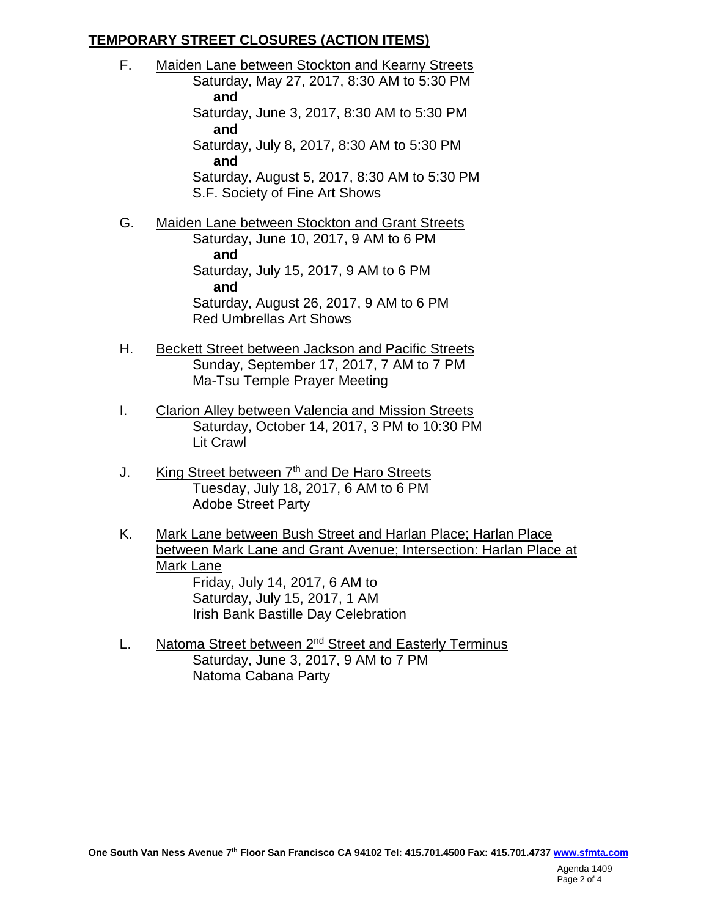## TEMPORARY STREET CLOSURES (ACTION ITEMS)

F. Maiden Lane between Stockton and Kearny Streets
   Saturday, May 27, 2017, 8:30 AM to 5:30 PM
   **and**
   Saturday, June 3, 2017, 8:30 AM to 5:30 PM
   **and**
   Saturday, July 8, 2017, 8:30 AM to 5:30 PM
   **and**
   Saturday, August 5, 2017, 8:30 AM to 5:30 PM
   S.F. Society of Fine Art Shows

G. Maiden Lane between Stockton and Grant Streets
   Saturday, June 10, 2017, 9 AM to 6 PM
   **and**
   Saturday, July 15, 2017, 9 AM to 6 PM
   **and**
   Saturday, August 26, 2017, 9 AM to 6 PM
   Red Umbrellas Art Shows

H. Beckett Street between Jackson and Pacific Streets
   Sunday, September 17, 2017, 7 AM to 7 PM
   Ma-Tsu Temple Prayer Meeting

I. Clarion Alley between Valencia and Mission Streets
   Saturday, October 14, 2017, 3 PM to 10:30 PM
   Lit Crawl

J. King Street between 7th and De Haro Streets
   Tuesday, July 18, 2017, 6 AM to 6 PM
   Adobe Street Party

K. Mark Lane between Bush Street and Harlan Place; Harlan Place between Mark Lane and Grant Avenue; Intersection: Harlan Place at Mark Lane
   Friday, July 14, 2017, 6 AM to
   Saturday, July 15, 2017, 1 AM
   Irish Bank Bastille Day Celebration

L. Natoma Street between 2nd Street and Easterly Terminus
   Saturday, June 3, 2017, 9 AM to 7 PM
   Natoma Cabana Party

One South Van Ness Avenue 7th Floor San Francisco CA 94102 Tel: 415.701.4500 Fax: 415.701.4737 www.sfmta.com

Agenda 1409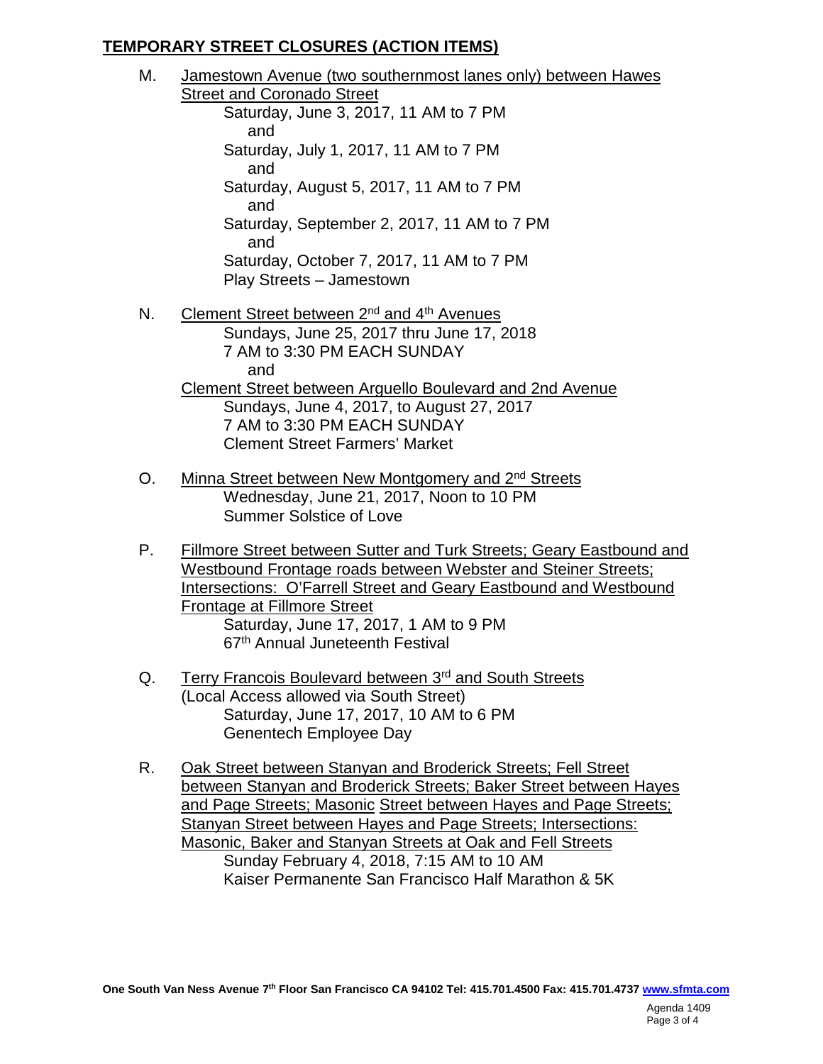## TEMPORARY STREET CLOSURES (ACTION ITEMS)

M. Jamestown Avenue (two southernmost lanes only) between Hawes Street and Coronado Street
   Saturday, June 3, 2017, 11 AM to 7 PM
   and
   Saturday, July 1, 2017, 11 AM to 7 PM
   and
   Saturday, August 5, 2017, 11 AM to 7 PM
   and
   Saturday, September 2, 2017, 11 AM to 7 PM
   and
   Saturday, October 7, 2017, 11 AM to 7 PM
   Play Streets – Jamestown

N. Clement Street between 2nd and 4th Avenues
   Sundays, June 25, 2017 thru June 17, 2018
   7 AM to 3:30 PM EACH SUNDAY
   and
   Clement Street between Arguello Boulevard and 2nd Avenue
   Sundays, June 4, 2017, to August 27, 2017
   7 AM to 3:30 PM EACH SUNDAY
   Clement Street Farmers' Market

O. Minna Street between New Montgomery and 2nd Streets
   Wednesday, June 21, 2017, Noon to 10 PM
   Summer Solstice of Love

P. Fillmore Street between Sutter and Turk Streets; Geary Eastbound and Westbound Frontage roads between Webster and Steiner Streets; Intersections: O'Farrell Street and Geary Eastbound and Westbound Frontage at Fillmore Street
   Saturday, June 17, 2017, 1 AM to 9 PM
   67th Annual Juneteenth Festival

Q. Terry Francois Boulevard between 3rd and South Streets (Local Access allowed via South Street)
   Saturday, June 17, 2017, 10 AM to 6 PM
   Genentech Employee Day

R. Oak Street between Stanyan and Broderick Streets; Fell Street between Stanyan and Broderick Streets; Baker Street between Hayes and Page Streets; Masonic Street between Hayes and Page Streets; Stanyan Street between Hayes and Page Streets; Intersections: Masonic, Baker and Stanyan Streets at Oak and Fell Streets
   Sunday February 4, 2018, 7:15 AM to 10 AM
   Kaiser Permanente San Francisco Half Marathon & 5K

One South Van Ness Avenue 7th Floor San Francisco CA 94102 Tel: 415.701.4500 Fax: 415.701.4737 www.sfmta.com

Agenda 1409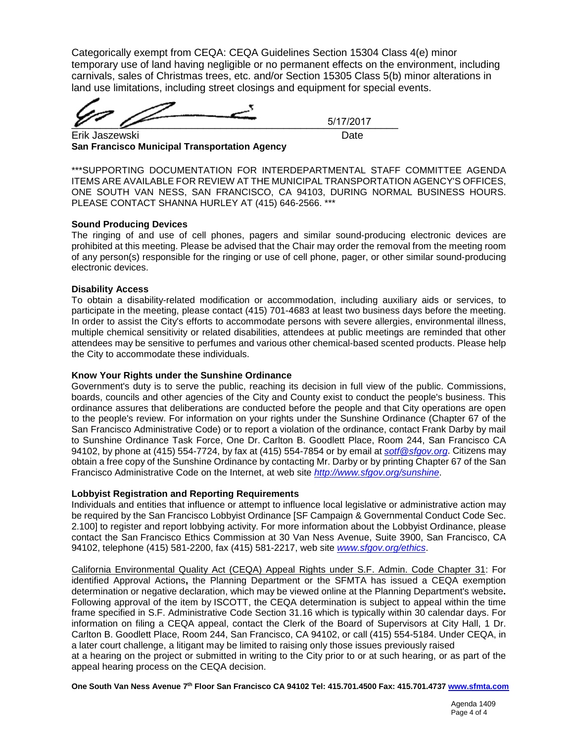Categorically exempt from CEQA: CEQA Guidelines Section 15304 Class 4(e) minor temporary use of land having negligible or no permanent effects on the environment, including carnivals, sales of Christmas trees, etc. and/or Section 15305 Class 5(b) minor alterations in land use limitations, including street closings and equipment for special events.

5/17/2017

Erik Jaszewski Date
**San Francisco Municipal Transportation Agency**

***SUPPORTING DOCUMENTATION FOR INTERDEPARTMENTAL STAFF COMMITTEE AGENDA ITEMS ARE AVAILABLE FOR REVIEW AT THE MUNICIPAL TRANSPORTATION AGENCY'S OFFICES, ONE SOUTH VAN NESS, SAN FRANCISCO, CA 94103, DURING NORMAL BUSINESS HOURS. PLEASE CONTACT SHANNA HURLEY AT (415) 646-2566. ***

**Sound Producing Devices**
The ringing of and use of cell phones, pagers and similar sound-producing electronic devices are prohibited at this meeting. Please be advised that the Chair may order the removal from the meeting room of any person(s) responsible for the ringing or use of cell phone, pager, or other similar sound-producing electronic devices.

**Disability Access**
To obtain a disability-related modification or accommodation, including auxiliary aids or services, to participate in the meeting, please contact (415) 701-4683 at least two business days before the meeting. In order to assist the City's efforts to accommodate persons with severe allergies, environmental illness, multiple chemical sensitivity or related disabilities, attendees at public meetings are reminded that other attendees may be sensitive to perfumes and various other chemical-based scented products. Please help the City to accommodate these individuals.

**Know Your Rights under the Sunshine Ordinance**
Government's duty is to serve the public, reaching its decision in full view of the public. Commissions, boards, councils and other agencies of the City and County exist to conduct the people's business. This ordinance assures that deliberations are conducted before the people and that City operations are open to the people's review. For information on your rights under the Sunshine Ordinance (Chapter 67 of the San Francisco Administrative Code) or to report a violation of the ordinance, contact Frank Darby by mail to Sunshine Ordinance Task Force, One Dr. Carlton B. Goodlett Place, Room 244, San Francisco CA 94102, by phone at (415) 554-7724, by fax at (415) 554-7854 or by email at *sotf@sfgov.org*. Citizens may obtain a free copy of the Sunshine Ordinance by contacting Mr. Darby or by printing Chapter 67 of the San Francisco Administrative Code on the Internet, at web site *http://www.sfgov.org/sunshine*.

**Lobbyist Registration and Reporting Requirements**
Individuals and entities that influence or attempt to influence local legislative or administrative action may be required by the San Francisco Lobbyist Ordinance [SF Campaign & Governmental Conduct Code Sec. 2.100] to register and report lobbying activity. For more information about the Lobbyist Ordinance, please contact the San Francisco Ethics Commission at 30 Van Ness Avenue, Suite 3900, San Francisco, CA 94102, telephone (415) 581-2200, fax (415) 581-2217, web site *www.sfgov.org/ethics*.

California Environmental Quality Act (CEQA) Appeal Rights under S.F. Admin. Code Chapter 31: For identified Approval Actions**,** the Planning Department or the SFMTA has issued a CEQA exemption determination or negative declaration, which may be viewed online at the Planning Department's website**.** Following approval of the item by ISCOTT, the CEQA determination is subject to appeal within the time frame specified in S.F. Administrative Code Section 31.16 which is typically within 30 calendar days. For information on filing a CEQA appeal, contact the Clerk of the Board of Supervisors at City Hall, 1 Dr. Carlton B. Goodlett Place, Room 244, San Francisco, CA 94102, or call (415) 554-5184. Under CEQA, in a later court challenge, a litigant may be limited to raising only those issues previously raised at a hearing on the project or submitted in writing to the City prior to or at such hearing, or as part of the appeal hearing process on the CEQA decision.

**One South Van Ness Avenue 7th Floor San Francisco CA 94102 Tel: 415.701.4500 Fax: 415.701.4737 www.sfmta.com**